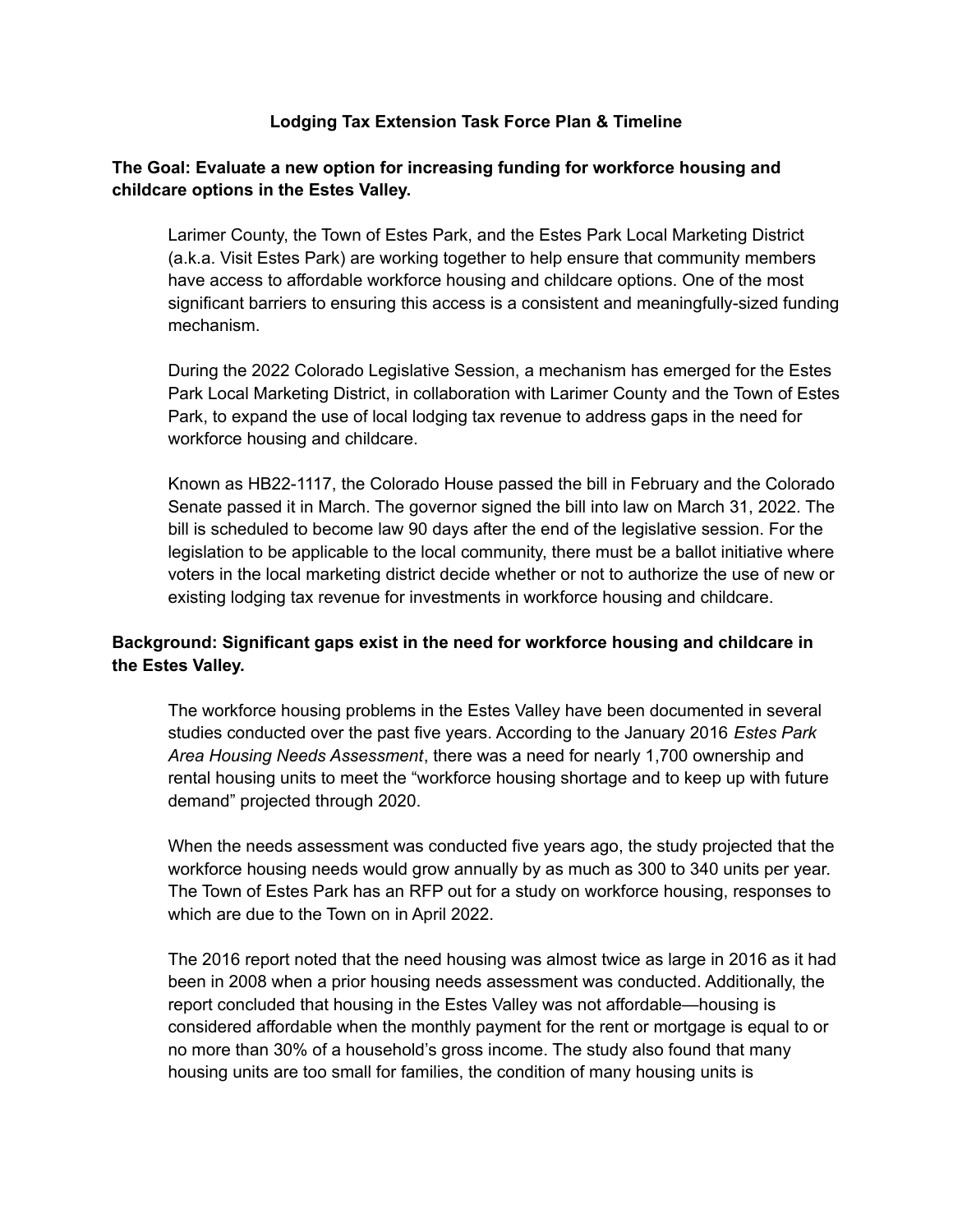# Lodging Tax Extension Task Force Plan & Timeline

**The Goal: Evaluate a new option for increasing funding for workforce housing and childcare options in the Estes Valley.**

Larimer County, the Town of Estes Park, and the Estes Park Local Marketing District (a.k.a. Visit Estes Park) are working together to help ensure that community members have access to affordable workforce housing and childcare options. One of the most significant barriers to ensuring this access is a consistent and meaningfully-sized funding mechanism.

During the 2022 Colorado Legislative Session, a mechanism has emerged for the Estes Park Local Marketing District, in collaboration with Larimer County and the Town of Estes Park, to expand the use of local lodging tax revenue to address gaps in the need for workforce housing and childcare.

Known as HB22-1117, the Colorado House passed the bill in February and the Colorado Senate passed it in March. The governor signed the bill into law on March 31, 2022. The bill is scheduled to become law 90 days after the end of the legislative session. For the legislation to be applicable to the local community, there must be a ballot initiative where voters in the local marketing district decide whether or not to authorize the use of new or existing lodging tax revenue for investments in workforce housing and childcare.

**Background: Significant gaps exist in the need for workforce housing and childcare in the Estes Valley.**

The workforce housing problems in the Estes Valley have been documented in several studies conducted over the past five years. According to the January 2016 *Estes Park Area Housing Needs Assessment*, there was a need for nearly 1,700 ownership and rental housing units to meet the "workforce housing shortage and to keep up with future demand" projected through 2020.

When the needs assessment was conducted five years ago, the study projected that the workforce housing needs would grow annually by as much as 300 to 340 units per year. The Town of Estes Park has an RFP out for a study on workforce housing, responses to which are due to the Town on in April 2022.

The 2016 report noted that the need housing was almost twice as large in 2016 as it had been in 2008 when a prior housing needs assessment was conducted. Additionally, the report concluded that housing in the Estes Valley was not affordable—housing is considered affordable when the monthly payment for the rent or mortgage is equal to or no more than 30% of a household's gross income. The study also found that many housing units are too small for families, the condition of many housing units is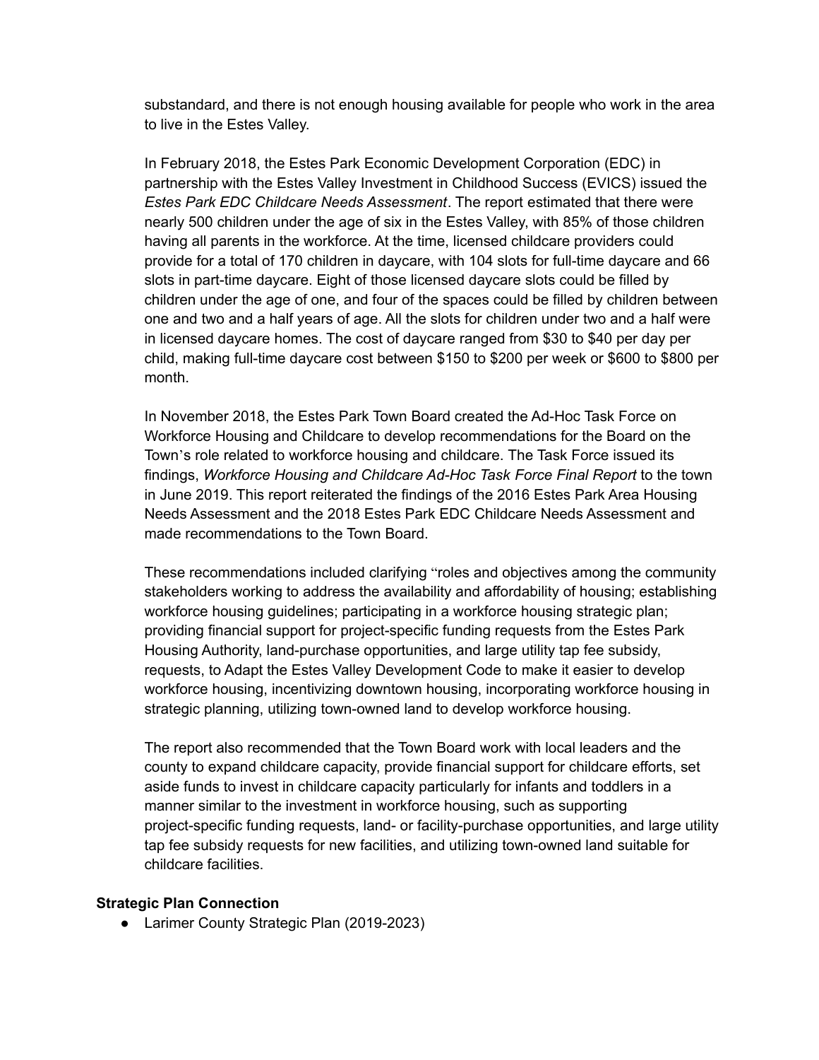substandard, and there is not enough housing available for people who work in the area to live in the Estes Valley.

In February 2018, the Estes Park Economic Development Corporation (EDC) in partnership with the Estes Valley Investment in Childhood Success (EVICS) issued the *Estes Park EDC Childcare Needs Assessment*. The report estimated that there were nearly 500 children under the age of six in the Estes Valley, with 85% of those children having all parents in the workforce. At the time, licensed childcare providers could provide for a total of 170 children in daycare, with 104 slots for full-time daycare and 66 slots in part-time daycare. Eight of those licensed daycare slots could be filled by children under the age of one, and four of the spaces could be filled by children between one and two and a half years of age. All the slots for children under two and a half were in licensed daycare homes. The cost of daycare ranged from $30 to $40 per day per child, making full-time daycare cost between $150 to $200 per week or $600 to $800 per month.

In November 2018, the Estes Park Town Board created the Ad-Hoc Task Force on Workforce Housing and Childcare to develop recommendations for the Board on the Town's role related to workforce housing and childcare. The Task Force issued its findings, *Workforce Housing and Childcare Ad-Hoc Task Force Final Report* to the town in June 2019. This report reiterated the findings of the 2016 Estes Park Area Housing Needs Assessment and the 2018 Estes Park EDC Childcare Needs Assessment and made recommendations to the Town Board.

These recommendations included clarifying "roles and objectives among the community stakeholders working to address the availability and affordability of housing; establishing workforce housing guidelines; participating in a workforce housing strategic plan; providing financial support for project-specific funding requests from the Estes Park Housing Authority, land-purchase opportunities, and large utility tap fee subsidy, requests, to Adapt the Estes Valley Development Code to make it easier to develop workforce housing, incentivizing downtown housing, incorporating workforce housing in strategic planning, utilizing town-owned land to develop workforce housing.

The report also recommended that the Town Board work with local leaders and the county to expand childcare capacity, provide financial support for childcare efforts, set aside funds to invest in childcare capacity particularly for infants and toddlers in a manner similar to the investment in workforce housing, such as supporting project-specific funding requests, land- or facility-purchase opportunities, and large utility tap fee subsidy requests for new facilities, and utilizing town-owned land suitable for childcare facilities.

**Strategic Plan Connection**

- Larimer County Strategic Plan (2019-2023)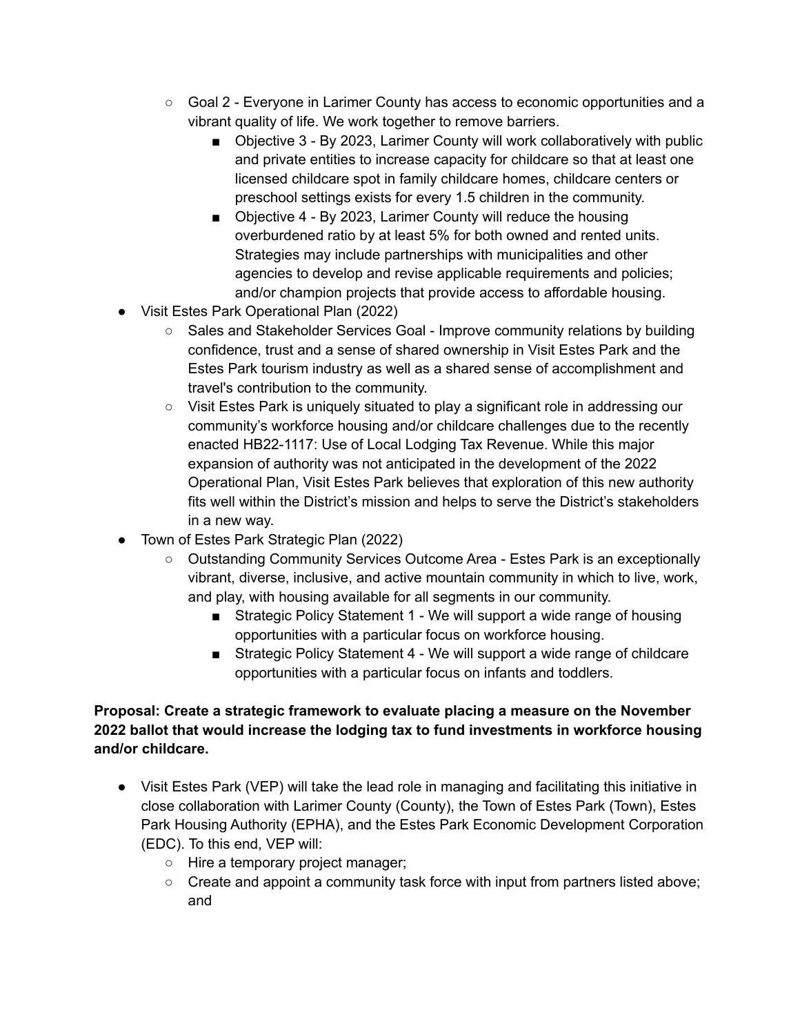- Goal 2 - Everyone in Larimer County has access to economic opportunities and a vibrant quality of life. We work together to remove barriers.
    - Objective 3 - By 2023, Larimer County will work collaboratively with public and private entities to increase capacity for childcare so that at least one licensed childcare spot in family childcare homes, childcare centers or preschool settings exists for every 1.5 children in the community.
    - Objective 4 - By 2023, Larimer County will reduce the housing overburdened ratio by at least 5% for both owned and rented units. Strategies may include partnerships with municipalities and other agencies to develop and revise applicable requirements and policies; and/or champion projects that provide access to affordable housing.
- Visit Estes Park Operational Plan (2022)
  - Sales and Stakeholder Services Goal - Improve community relations by building confidence, trust and a sense of shared ownership in Visit Estes Park and the Estes Park tourism industry as well as a shared sense of accomplishment and travel's contribution to the community.
  - Visit Estes Park is uniquely situated to play a significant role in addressing our community's workforce housing and/or childcare challenges due to the recently enacted HB22-1117: Use of Local Lodging Tax Revenue. While this major expansion of authority was not anticipated in the development of the 2022 Operational Plan, Visit Estes Park believes that exploration of this new authority fits well within the District's mission and helps to serve the District's stakeholders in a new way.
- Town of Estes Park Strategic Plan (2022)
  - Outstanding Community Services Outcome Area - Estes Park is an exceptionally vibrant, diverse, inclusive, and active mountain community in which to live, work, and play, with housing available for all segments in our community.
    - Strategic Policy Statement 1 - We will support a wide range of housing opportunities with a particular focus on workforce housing.
    - Strategic Policy Statement 4 - We will support a wide range of childcare opportunities with a particular focus on infants and toddlers.

**Proposal: Create a strategic framework to evaluate placing a measure on the November 2022 ballot that would increase the lodging tax to fund investments in workforce housing and/or childcare.**

- Visit Estes Park (VEP) will take the lead role in managing and facilitating this initiative in close collaboration with Larimer County (County), the Town of Estes Park (Town), Estes Park Housing Authority (EPHA), and the Estes Park Economic Development Corporation (EDC). To this end, VEP will:
  - Hire a temporary project manager;
  - Create and appoint a community task force with input from partners listed above; and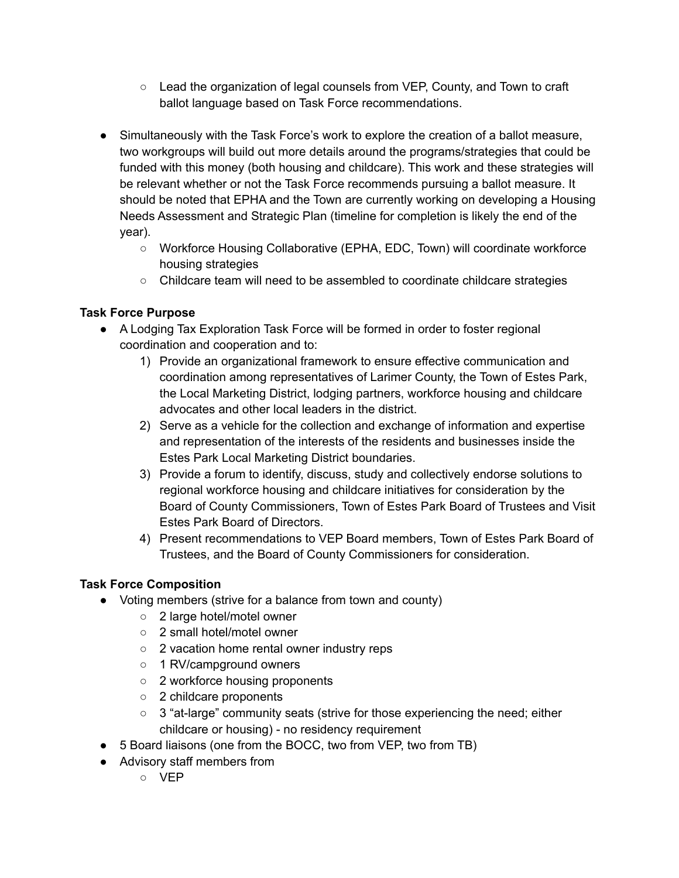- Lead the organization of legal counsels from VEP, County, and Town to craft ballot language based on Task Force recommendations.

- Simultaneously with the Task Force's work to explore the creation of a ballot measure, two workgroups will build out more details around the programs/strategies that could be funded with this money (both housing and childcare). This work and these strategies will be relevant whether or not the Task Force recommends pursuing a ballot measure. It should be noted that EPHA and the Town are currently working on developing a Housing Needs Assessment and Strategic Plan (timeline for completion is likely the end of the year).
  - Workforce Housing Collaborative (EPHA, EDC, Town) will coordinate workforce housing strategies
  - Childcare team will need to be assembled to coordinate childcare strategies

**Task Force Purpose**

- A Lodging Tax Exploration Task Force will be formed in order to foster regional coordination and cooperation and to:
  1) Provide an organizational framework to ensure effective communication and coordination among representatives of Larimer County, the Town of Estes Park, the Local Marketing District, lodging partners, workforce housing and childcare advocates and other local leaders in the district.
  2) Serve as a vehicle for the collection and exchange of information and expertise and representation of the interests of the residents and businesses inside the Estes Park Local Marketing District boundaries.
  3) Provide a forum to identify, discuss, study and collectively endorse solutions to regional workforce housing and childcare initiatives for consideration by the Board of County Commissioners, Town of Estes Park Board of Trustees and Visit Estes Park Board of Directors.
  4) Present recommendations to VEP Board members, Town of Estes Park Board of Trustees, and the Board of County Commissioners for consideration.

**Task Force Composition**

- Voting members (strive for a balance from town and county)
  - 2 large hotel/motel owner
  - 2 small hotel/motel owner
  - 2 vacation home rental owner industry reps
  - 1 RV/campground owners
  - 2 workforce housing proponents
  - 2 childcare proponents
  - 3 "at-large" community seats (strive for those experiencing the need; either childcare or housing) - no residency requirement
- 5 Board liaisons (one from the BOCC, two from VEP, two from TB)
- Advisory staff members from
  - VEP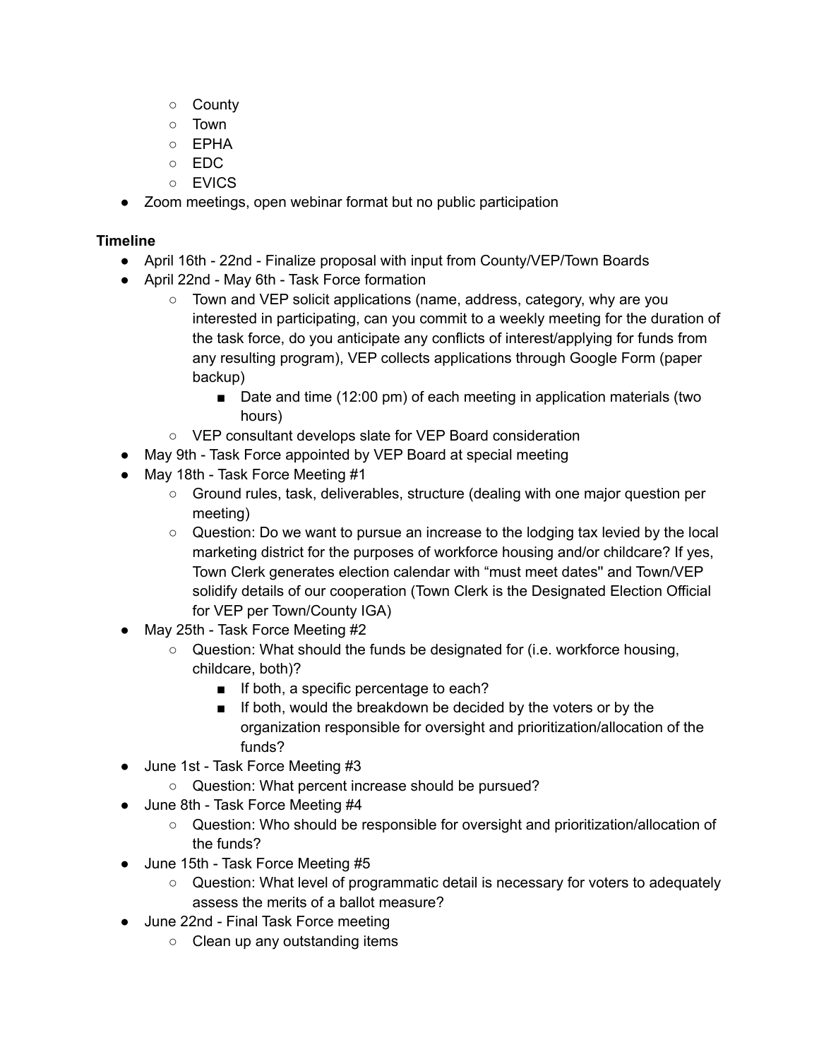- County
    - Town
    - EPHA
    - EDC
    - EVICS
- Zoom meetings, open webinar format but no public participation

**Timeline**

- April 16th - 22nd - Finalize proposal with input from County/VEP/Town Boards
- April 22nd - May 6th - Task Force formation
    - Town and VEP solicit applications (name, address, category, why are you interested in participating, can you commit to a weekly meeting for the duration of the task force, do you anticipate any conflicts of interest/applying for funds from any resulting program), VEP collects applications through Google Form (paper backup)
        - Date and time (12:00 pm) of each meeting in application materials (two hours)
    - VEP consultant develops slate for VEP Board consideration
- May 9th - Task Force appointed by VEP Board at special meeting
- May 18th - Task Force Meeting #1
    - Ground rules, task, deliverables, structure (dealing with one major question per meeting)
    - Question: Do we want to pursue an increase to the lodging tax levied by the local marketing district for the purposes of workforce housing and/or childcare? If yes, Town Clerk generates election calendar with "must meet dates" and Town/VEP solidify details of our cooperation (Town Clerk is the Designated Election Official for VEP per Town/County IGA)
- May 25th - Task Force Meeting #2
    - Question: What should the funds be designated for (i.e. workforce housing, childcare, both)?
        - If both, a specific percentage to each?
        - If both, would the breakdown be decided by the voters or by the organization responsible for oversight and prioritization/allocation of the funds?
- June 1st - Task Force Meeting #3
    - Question: What percent increase should be pursued?
- June 8th - Task Force Meeting #4
    - Question: Who should be responsible for oversight and prioritization/allocation of the funds?
- June 15th - Task Force Meeting #5
    - Question: What level of programmatic detail is necessary for voters to adequately assess the merits of a ballot measure?
- June 22nd - Final Task Force meeting
    - Clean up any outstanding items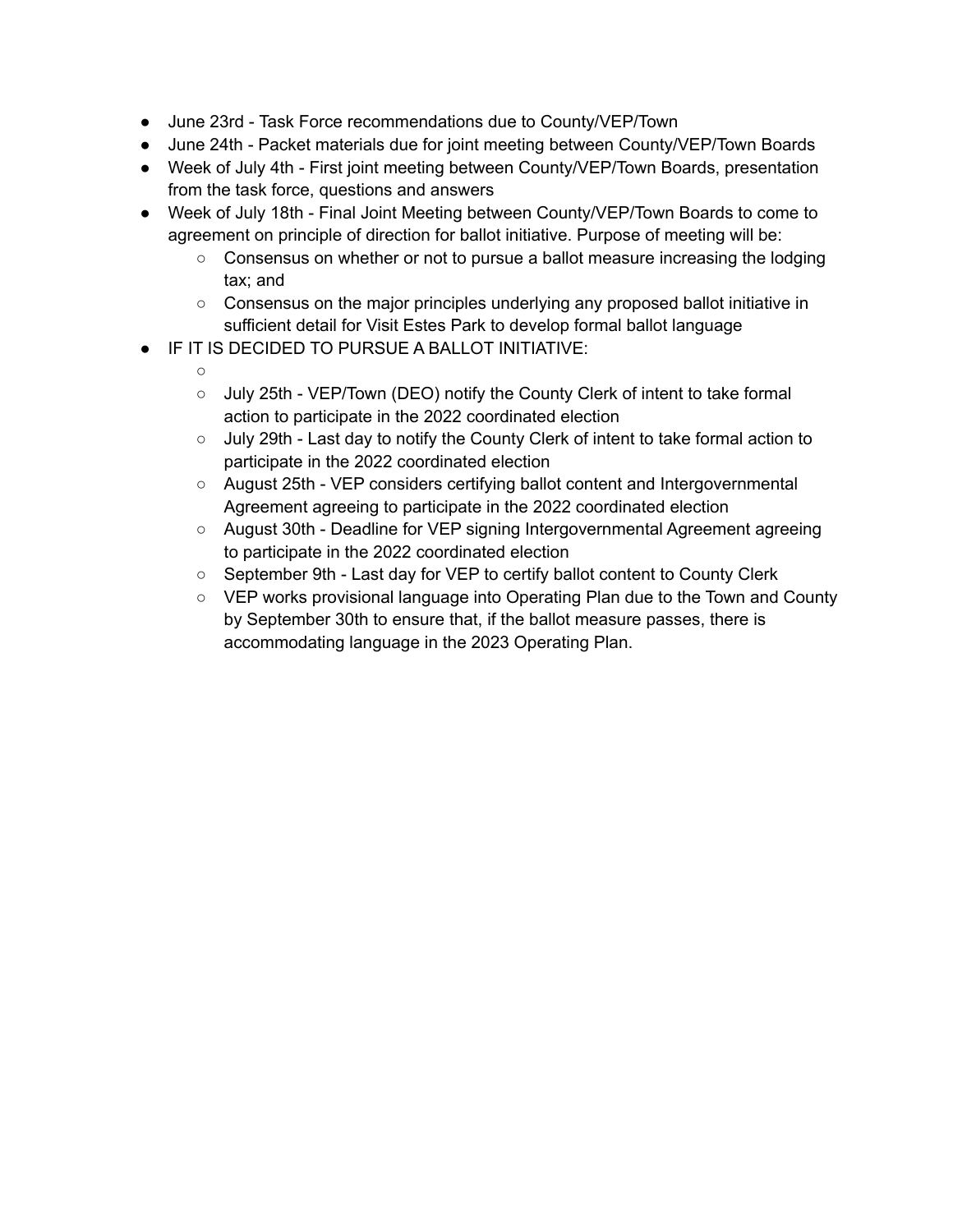- June 23rd - Task Force recommendations due to County/VEP/Town
- June 24th - Packet materials due for joint meeting between County/VEP/Town Boards
- Week of July 4th - First joint meeting between County/VEP/Town Boards, presentation from the task force, questions and answers
- Week of July 18th - Final Joint Meeting between County/VEP/Town Boards to come to agreement on principle of direction for ballot initiative. Purpose of meeting will be:
  - Consensus on whether or not to pursue a ballot measure increasing the lodging tax; and
  - Consensus on the major principles underlying any proposed ballot initiative in sufficient detail for Visit Estes Park to develop formal ballot language
- IF IT IS DECIDED TO PURSUE A BALLOT INITIATIVE:
  - July 25th - VEP/Town (DEO) notify the County Clerk of intent to take formal action to participate in the 2022 coordinated election
  - July 29th - Last day to notify the County Clerk of intent to take formal action to participate in the 2022 coordinated election
  - August 25th - VEP considers certifying ballot content and Intergovernmental Agreement agreeing to participate in the 2022 coordinated election
  - August 30th - Deadline for VEP signing Intergovernmental Agreement agreeing to participate in the 2022 coordinated election
  - September 9th - Last day for VEP to certify ballot content to County Clerk
  - VEP works provisional language into Operating Plan due to the Town and County by September 30th to ensure that, if the ballot measure passes, there is accommodating language in the 2023 Operating Plan.